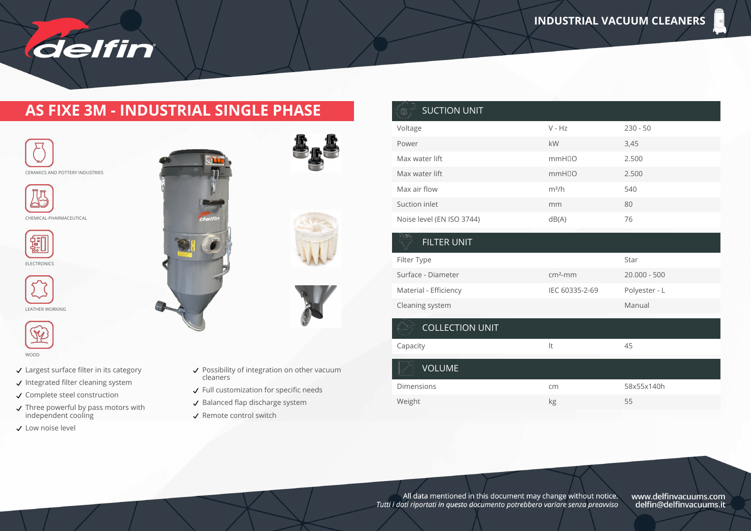# AS FIXE 3M - INDUSTRIAL SINGLE PHASE

INDUSTRIAL VACUUM CLEANERS

- CERAMICS AND POTTERY INDUSTRIES
- CHEMICAL-PHARMACEUTICAL
- ELECTRONICS
- LEATHER WORKING
- WOOD

✓ Largest surface filter in its category
✓ Integrated filter cleaning system
✓ Complete steel construction
✓ Three powerful by pass motors with independent cooling
✓ Low noise level
✓ Possibility of integration on other vacuum cleaners
✓ Full customization for specific needs
✓ Balanced flap discharge system
✓ Remote control switch

| SUCTION UNIT | | |
|---|---|---|
| Voltage | V - Hz | 230 - 50 |
| Power | kW | 3,45 |
| Max water lift | mmH₂O | 2.500 |
| Max water lift | mmH₂O | 2.500 |
| Max air flow | m³/h | 540 |
| Suction inlet | mm | 80 |
| Noise level (EN ISO 3744) | dB(A) | 76 |

| FILTER UNIT | | |
|---|---|---|
| Filter Type | | Star |
| Surface - Diameter | cm²-mm | 20.000 - 500 |
| Material - Efficiency | IEC 60335-2-69 | Polyester - L |
| Cleaning system | | Manual |

| COLLECTION UNIT | | |
|---|---|---|
| Capacity | lt | 45 |

| VOLUME | | |
|---|---|---|
| Dimensions | cm | 58x55x140h |
| Weight | kg | 55 |

All data mentioned in this document may change without notice.
*Tutti i dati riportati in questo documento potrebbero variare senza preavviso*

www.delfinvacuums.com
delfin@delfinvacuums.it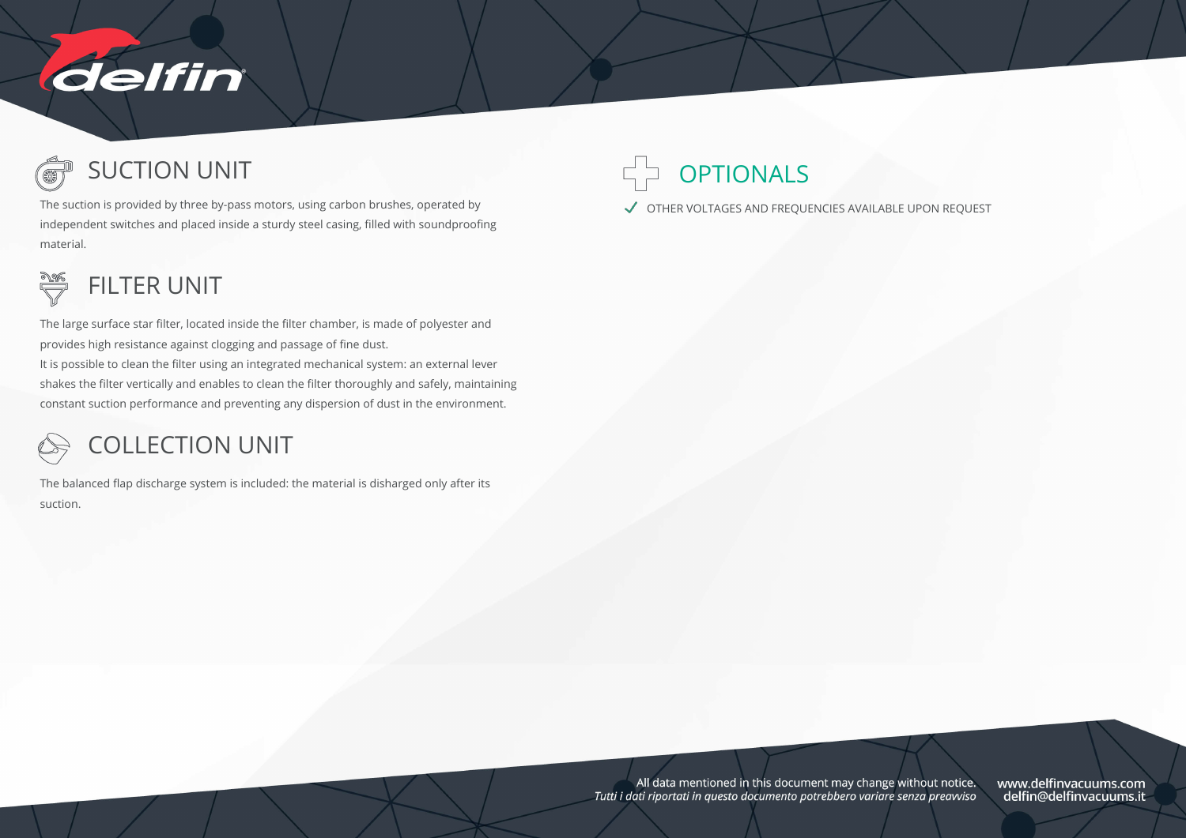## SUCTION UNIT

The suction is provided by three by-pass motors, using carbon brushes, operated by independent switches and placed inside a sturdy steel casing, filled with soundproofing material.

## FILTER UNIT

The large surface star filter, located inside the filter chamber, is made of polyester and provides high resistance against clogging and passage of fine dust.
It is possible to clean the filter using an integrated mechanical system: an external lever shakes the filter vertically and enables to clean the filter thoroughly and safely, maintaining constant suction performance and preventing any dispersion of dust in the environment.

## COLLECTION UNIT

The balanced flap discharge system is included: the material is disharged only after its suction.

## OPTIONALS

- ✓ OTHER VOLTAGES AND FREQUENCIES AVAILABLE UPON REQUEST

All data mentioned in this document may change without notice.
*Tutti i dati riportati in questo documento potrebbero variare senza preavviso*

www.delfinvacuums.com
delfin@delfinvacuums.it